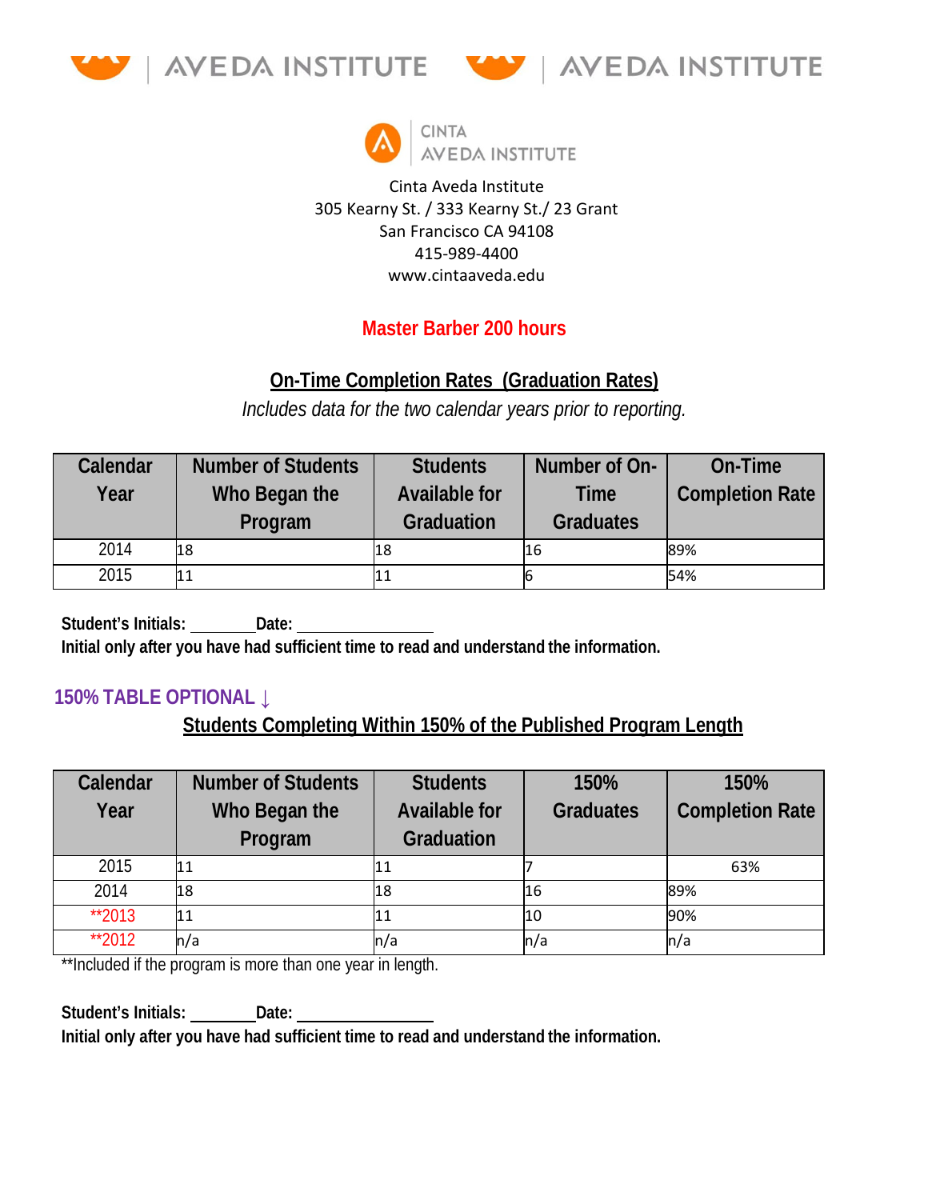AVEDA INSTITUTE | AVEDA INSTITUTE

CINTA AVEDA INSTITUTE

Cinta Aveda Institute
305 Kearny St. / 333 Kearny St./ 23 Grant
San Francisco CA 94108
415-989-4400
www.cintaaveda.edu

## Master Barber 200 hours

### On-Time Completion Rates (Graduation Rates)

*Includes data for the two calendar years prior to reporting.*

| Calendar Year | Number of Students Who Began the Program | Students Available for Graduation | Number of On-Time Graduates | On-Time Completion Rate |
|---|---|---|---|---|
| 2014 | 18 | 18 | 16 | 89% |
| 2015 | 11 | 11 | 6 | 54% |

**Student's Initials: ________ Date: ________________**
**Initial only after you have had sufficient time to read and understand the information.**

**150% TABLE OPTIONAL ↓**

### Students Completing Within 150% of the Published Program Length

| Calendar Year | Number of Students Who Began the Program | Students Available for Graduation | 150% Graduates | 150% Completion Rate |
|---|---|---|---|---|
| 2015 | 11 | 11 | 7 | 63% |
| 2014 | 18 | 18 | 16 | 89% |
| **2013 | 11 | 11 | 10 | 90% |
| **2012 | n/a | n/a | n/a | n/a |

**Included if the program is more than one year in length.

**Student's Initials: ________ Date: ________________**
**Initial only after you have had sufficient time to read and understand the information.**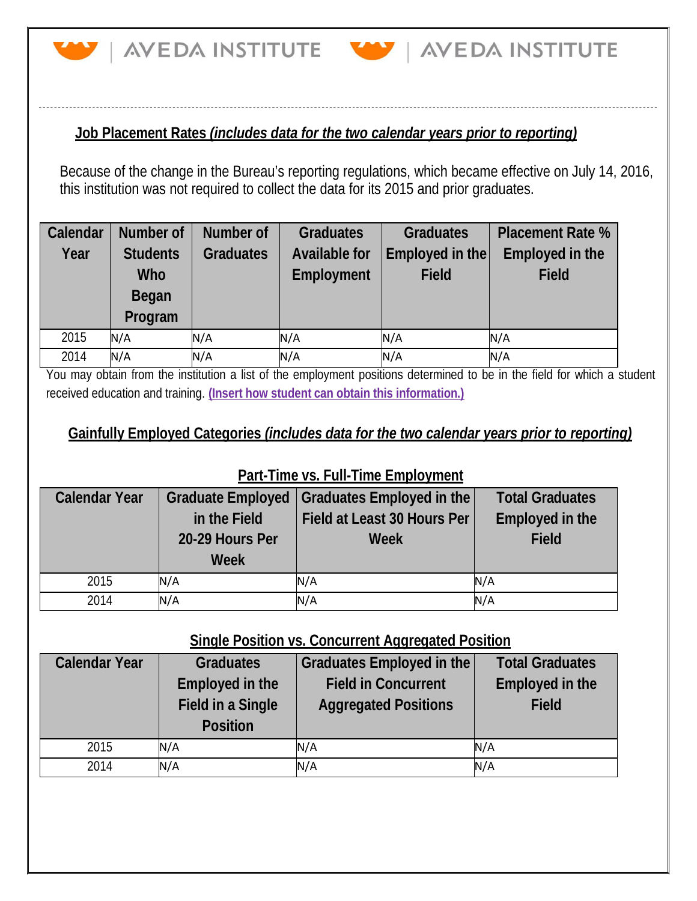## Job Placement Rates *(includes data for the two calendar years prior to reporting)*

Because of the change in the Bureau's reporting regulations, which became effective on July 14, 2016, this institution was not required to collect the data for its 2015 and prior graduates.

| Calendar Year | Number of Students Who Began Program | Number of Graduates | Graduates Available for Employment | Graduates Employed in the Field | Placement Rate % Employed in the Field |
|---|---|---|---|---|---|
| 2015 | N/A | N/A | N/A | N/A | N/A |
| 2014 | N/A | N/A | N/A | N/A | N/A |

You may obtain from the institution a list of the employment positions determined to be in the field for which a student received education and training. **(Insert how student can obtain this information.)**

## Gainfully Employed Categories *(includes data for the two calendar years prior to reporting)*

### Part-Time vs. Full-Time Employment

| Calendar Year | Graduate Employed in the Field 20-29 Hours Per Week | Graduates Employed in the Field at Least 30 Hours Per Week | Total Graduates Employed in the Field |
|---|---|---|---|
| 2015 | N/A | N/A | N/A |
| 2014 | N/A | N/A | N/A |

### Single Position vs. Concurrent Aggregated Position

| Calendar Year | Graduates Employed in the Field in a Single Position | Graduates Employed in the Field in Concurrent Aggregated Positions | Total Graduates Employed in the Field |
|---|---|---|---|
| 2015 | N/A | N/A | N/A |
| 2014 | N/A | N/A | N/A |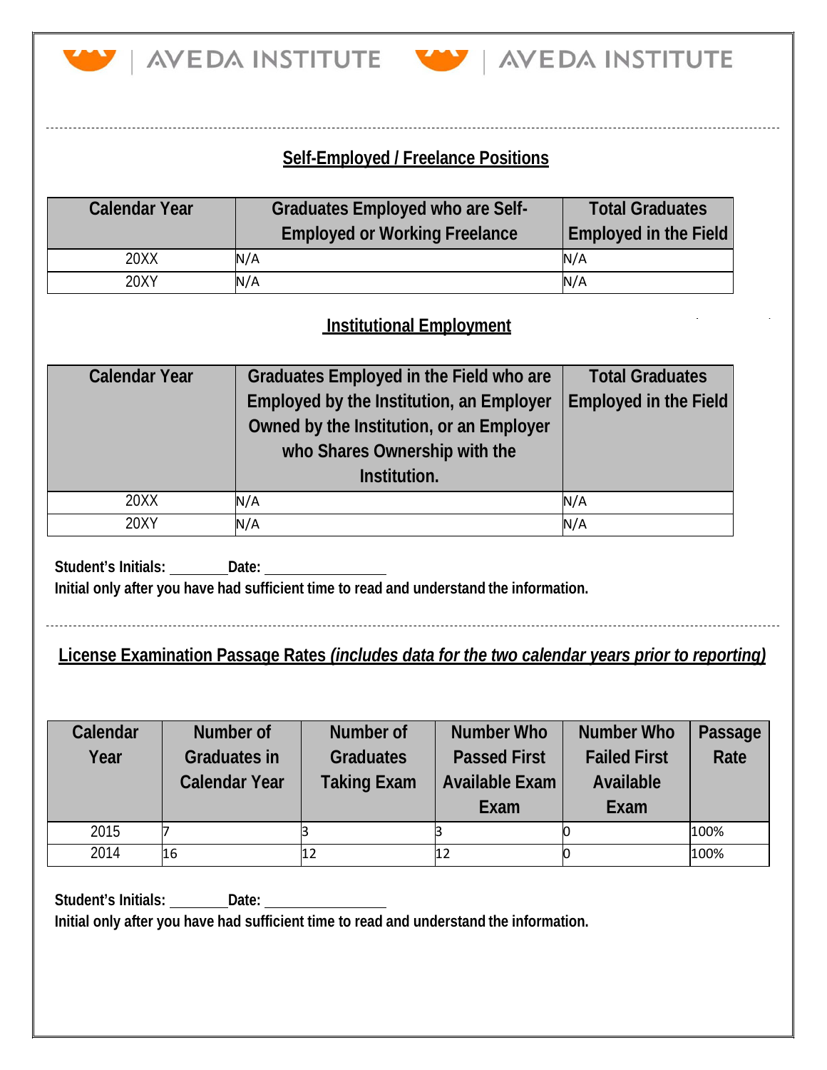## Self-Employed / Freelance Positions

| Calendar Year | Graduates Employed who are Self-Employed or Working Freelance | Total Graduates Employed in the Field |
|---|---|---|
| 20XX | N/A | N/A |
| 20XY | N/A | N/A |

## Institutional Employment

| Calendar Year | Graduates Employed in the Field who are Employed by the Institution, an Employer Owned by the Institution, or an Employer who Shares Ownership with the Institution. | Total Graduates Employed in the Field |
|---|---|---|
| 20XX | N/A | N/A |
| 20XY | N/A | N/A |

**Student's Initials: ________ Date: ________________**
**Initial only after you have had sufficient time to read and understand the information.**

## License Examination Passage Rates *(includes data for the two calendar years prior to reporting)*

| Calendar Year | Number of Graduates in Calendar Year | Number of Graduates Taking Exam | Number Who Passed First Available Exam | Number Who Failed First Available Exam | Passage Rate |
|---|---|---|---|---|---|
| 2015 | 7 | 3 | 3 | 0 | 100% |
| 2014 | 16 | 12 | 12 | 0 | 100% |

**Student's Initials: ________ Date: ________________**
**Initial only after you have had sufficient time to read and understand the information.**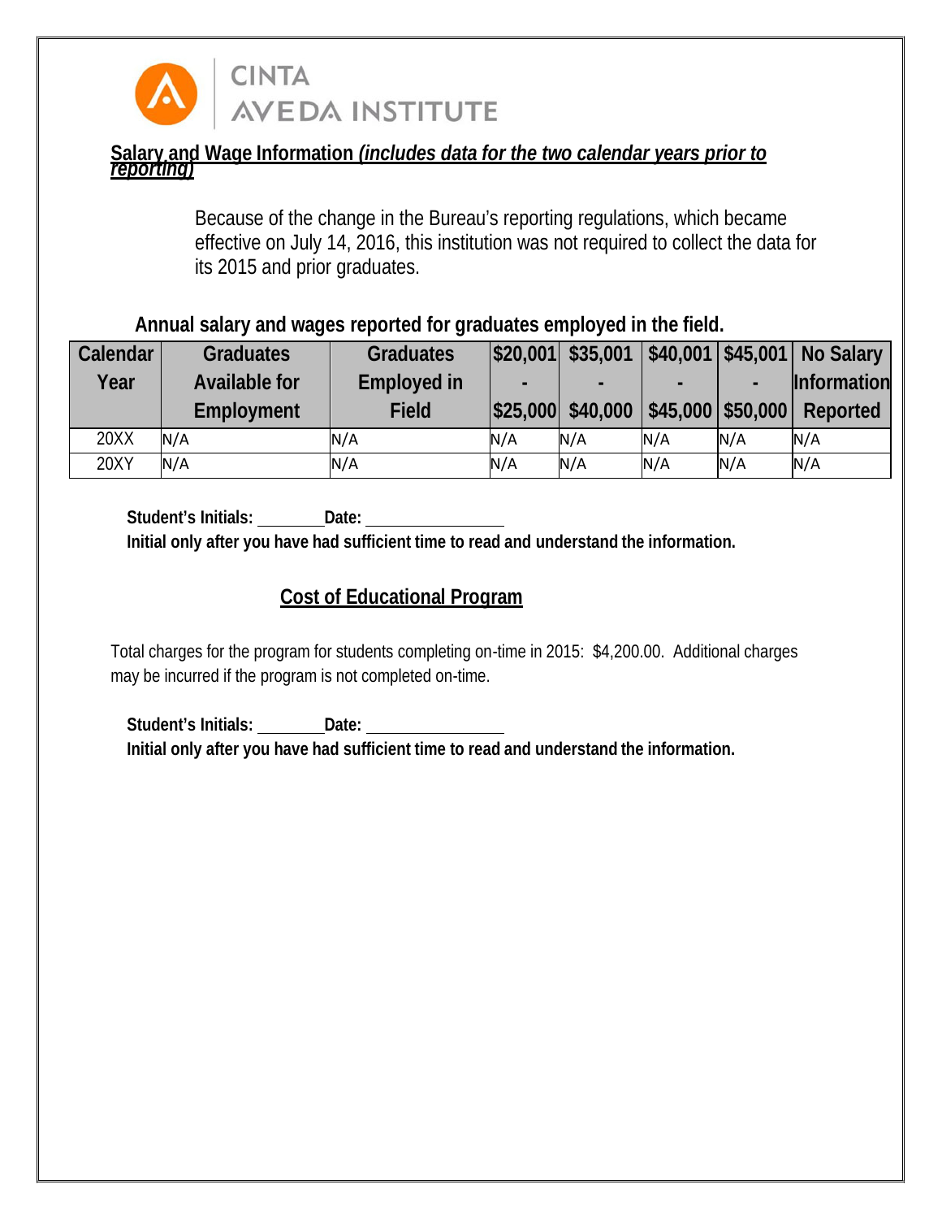CINTA AVEDA INSTITUTE

**Salary and Wage Information *(includes data for the two calendar years prior to reporting)***

Because of the change in the Bureau's reporting regulations, which became effective on July 14, 2016, this institution was not required to collect the data for its 2015 and prior graduates.

**Annual salary and wages reported for graduates employed in the field.**

| Calendar Year | Graduates Available for Employment | Graduates Employed in Field | $20,001 - $25,000 | $35,001 - $40,000 | $40,001 - $45,000 | $45,001 - $50,000 | No Salary Information Reported |
|---|---|---|---|---|---|---|---|
| 20XX | N/A | N/A | N/A | N/A | N/A | N/A | N/A |
| 20XY | N/A | N/A | N/A | N/A | N/A | N/A | N/A |

**Student's Initials: ________ Date: ________________**
**Initial only after you have had sufficient time to read and understand the information.**

## Cost of Educational Program

Total charges for the program for students completing on-time in 2015: $4,200.00. Additional charges may be incurred if the program is not completed on-time.

**Student's Initials: ________ Date: ________________**
**Initial only after you have had sufficient time to read and understand the information.**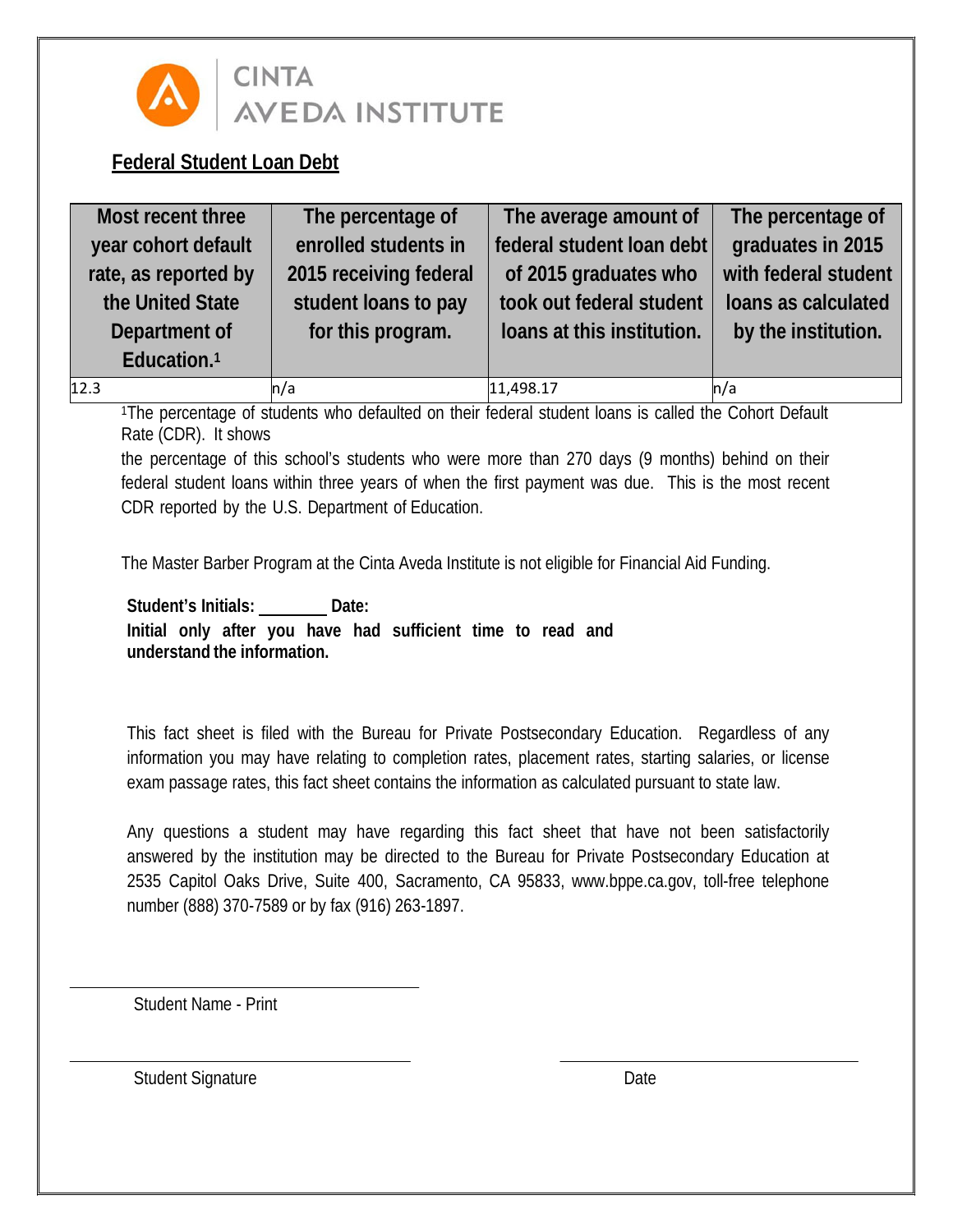CINTA AVEDA INSTITUTE

## Federal Student Loan Debt

| Most recent three year cohort default rate, as reported by the United State Department of Education.[1] | The percentage of enrolled students in 2015 receiving federal student loans to pay for this program. | The average amount of federal student loan debt of 2015 graduates who took out federal student loans at this institution. | The percentage of graduates in 2015 with federal student loans as calculated by the institution. |
|---|---|---|---|
| 12.3 | n/a | 11,498.17 | n/a |

[1]The percentage of students who defaulted on their federal student loans is called the Cohort Default Rate (CDR). It shows the percentage of this school's students who were more than 270 days (9 months) behind on their federal student loans within three years of when the first payment was due. This is the most recent CDR reported by the U.S. Department of Education.

The Master Barber Program at the Cinta Aveda Institute is not eligible for Financial Aid Funding.

**Student's Initials: ________ Date:**
**Initial only after you have had sufficient time to read and understand the information.**

This fact sheet is filed with the Bureau for Private Postsecondary Education. Regardless of any information you may have relating to completion rates, placement rates, starting salaries, or license exam passage rates, this fact sheet contains the information as calculated pursuant to state law.

Any questions a student may have regarding this fact sheet that have not been satisfactorily answered by the institution may be directed to the Bureau for Private Postsecondary Education at 2535 Capitol Oaks Drive, Suite 400, Sacramento, CA 95833, www.bppe.ca.gov, toll-free telephone number (888) 370-7589 or by fax (916) 263-1897.

______________________________
Student Name - Print

______________________________ ______________________________
Student Signature Date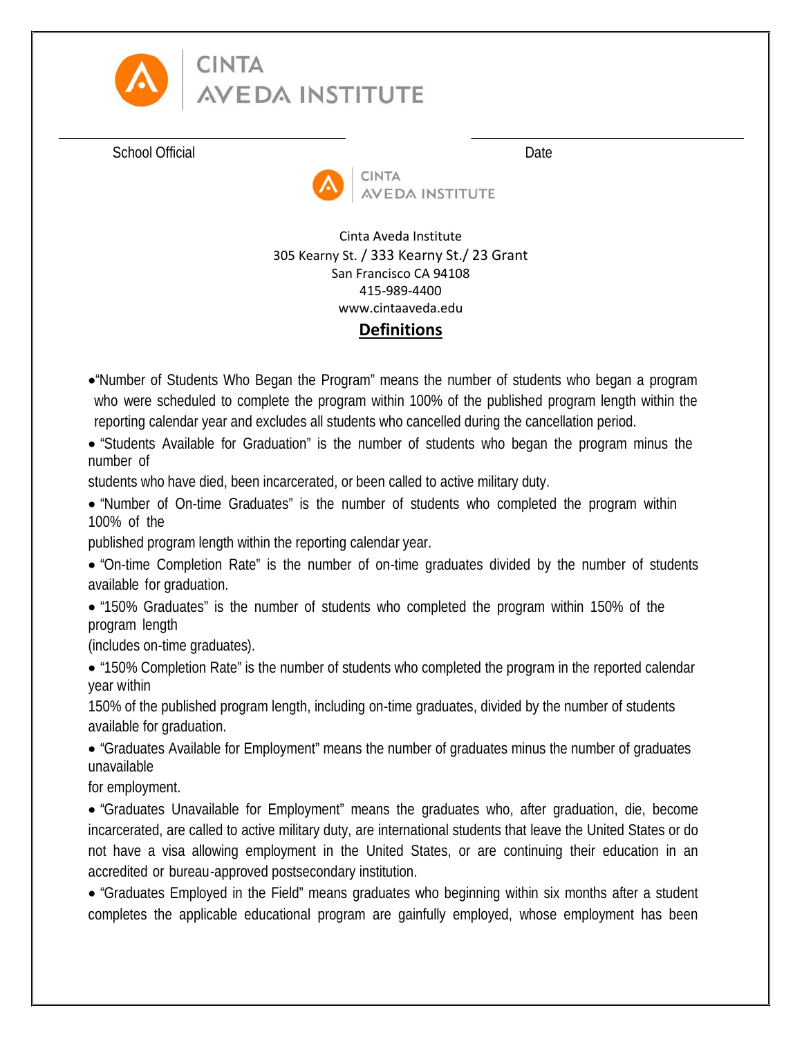CINTA
AVEDA INSTITUTE

School Official                                                                                    Date

CINTA
AVEDA INSTITUTE

Cinta Aveda Institute
305 Kearny St. / 333 Kearny St./ 23 Grant
San Francisco CA 94108
415-989-4400
www.cintaaveda.edu

## Definitions

- "Number of Students Who Began the Program" means the number of students who began a program who were scheduled to complete the program within 100% of the published program length within the reporting calendar year and excludes all students who cancelled during the cancellation period.
- "Students Available for Graduation" is the number of students who began the program minus the number of students who have died, been incarcerated, or been called to active military duty.
- "Number of On-time Graduates" is the number of students who completed the program within 100% of the published program length within the reporting calendar year.
- "On-time Completion Rate" is the number of on-time graduates divided by the number of students available for graduation.
- "150% Graduates" is the number of students who completed the program within 150% of the program length (includes on-time graduates).
- "150% Completion Rate" is the number of students who completed the program in the reported calendar year within 150% of the published program length, including on-time graduates, divided by the number of students available for graduation.
- "Graduates Available for Employment" means the number of graduates minus the number of graduates unavailable for employment.
- "Graduates Unavailable for Employment" means the graduates who, after graduation, die, become incarcerated, are called to active military duty, are international students that leave the United States or do not have a visa allowing employment in the United States, or are continuing their education in an accredited or bureau-approved postsecondary institution.
- "Graduates Employed in the Field" means graduates who beginning within six months after a student completes the applicable educational program are gainfully employed, whose employment has been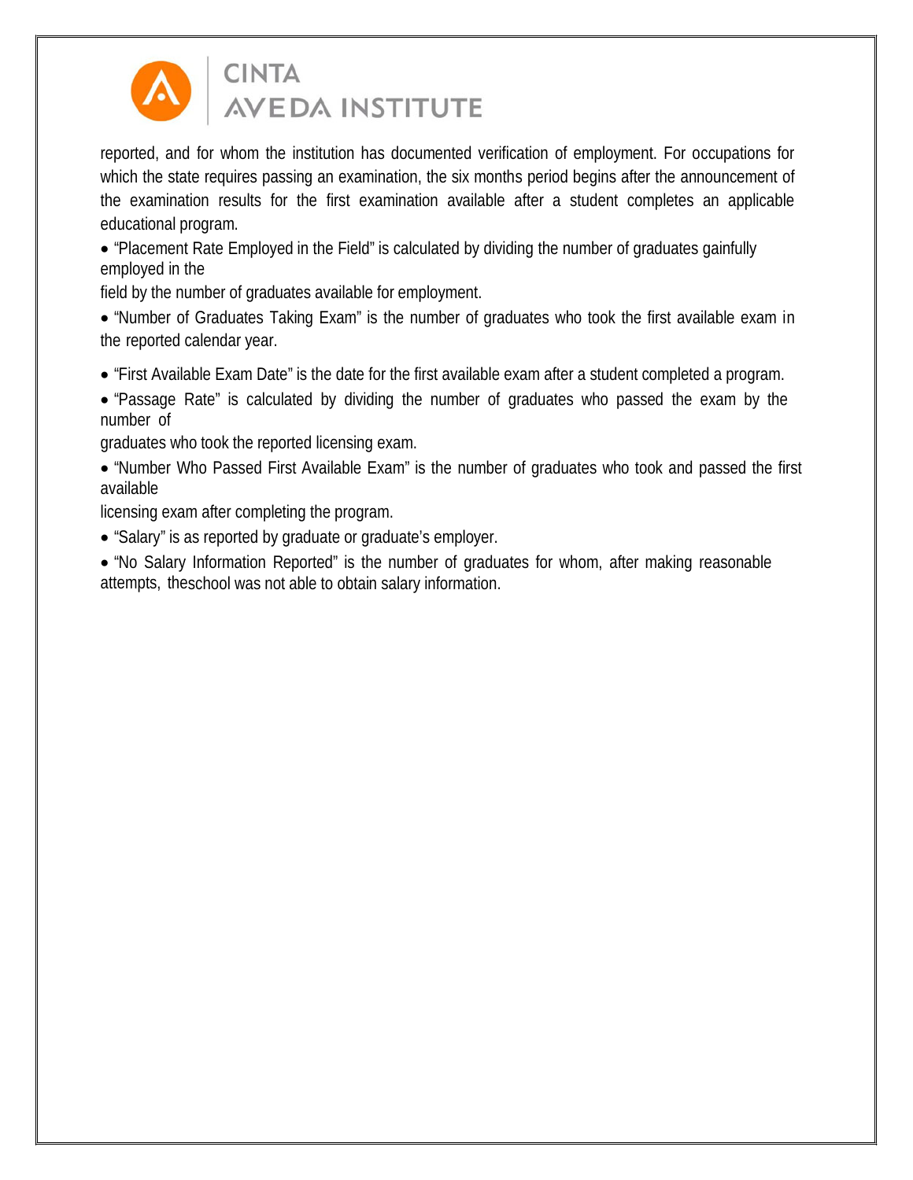reported, and for whom the institution has documented verification of employment. For occupations for which the state requires passing an examination, the six months period begins after the announcement of the examination results for the first examination available after a student completes an applicable educational program.

- "Placement Rate Employed in the Field" is calculated by dividing the number of graduates gainfully employed in the field by the number of graduates available for employment.
- "Number of Graduates Taking Exam" is the number of graduates who took the first available exam in the reported calendar year.
- "First Available Exam Date" is the date for the first available exam after a student completed a program.
- "Passage Rate" is calculated by dividing the number of graduates who passed the exam by the number of graduates who took the reported licensing exam.
- "Number Who Passed First Available Exam" is the number of graduates who took and passed the first available licensing exam after completing the program.
- "Salary" is as reported by graduate or graduate's employer.
- "No Salary Information Reported" is the number of graduates for whom, after making reasonable attempts, theschool was not able to obtain salary information.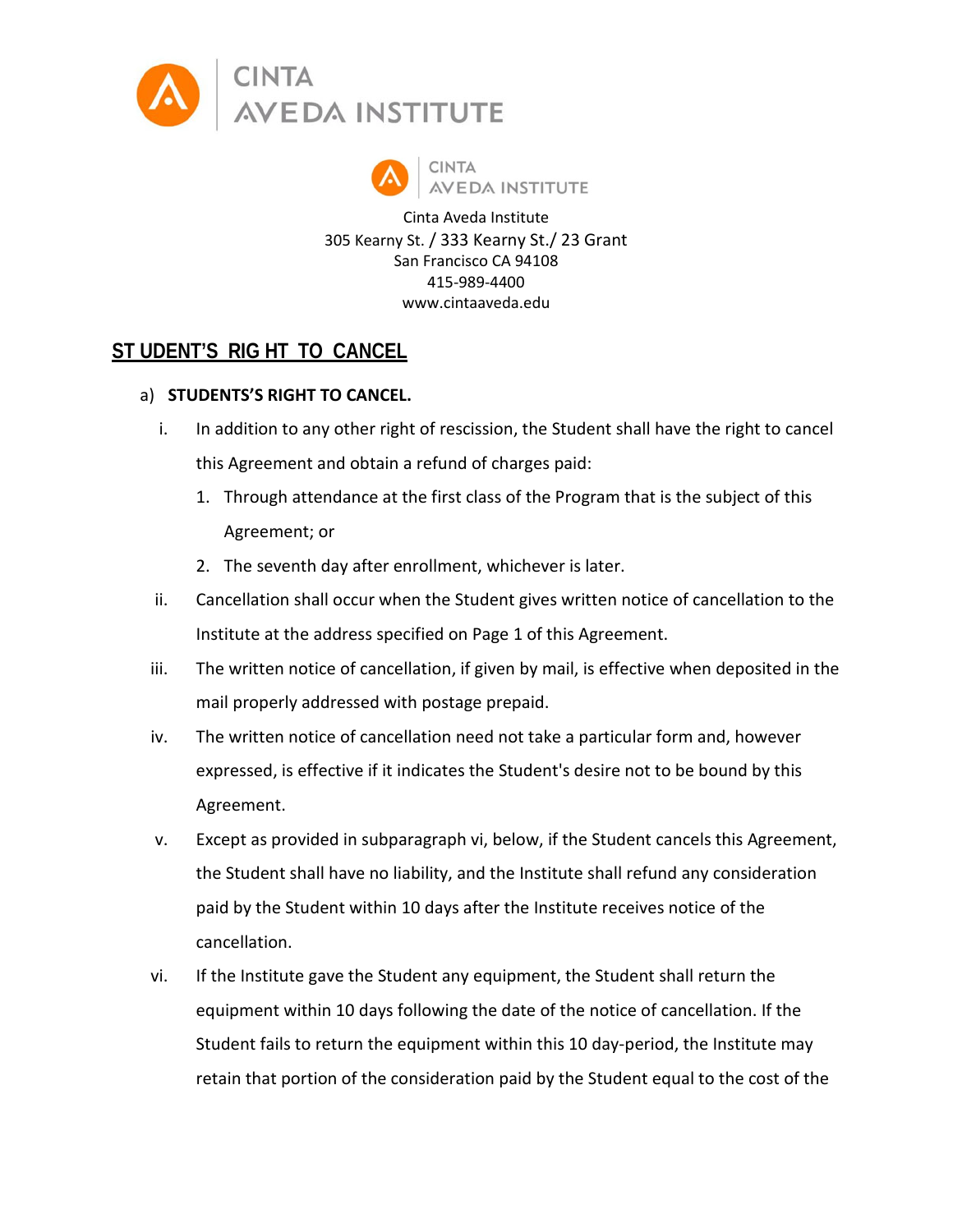Cinta Aveda Institute
305 Kearny St. / 333 Kearny St./ 23 Grant
San Francisco CA 94108
415-989-4400
www.cintaaveda.edu

## STUDENT'S RIGHT TO CANCEL

a) **STUDENTS'S RIGHT TO CANCEL.**

   i. In addition to any other right of rescission, the Student shall have the right to cancel this Agreement and obtain a refund of charges paid:

      1. Through attendance at the first class of the Program that is the subject of this Agreement; or
      2. The seventh day after enrollment, whichever is later.

   ii. Cancellation shall occur when the Student gives written notice of cancellation to the Institute at the address specified on Page 1 of this Agreement.

   iii. The written notice of cancellation, if given by mail, is effective when deposited in the mail properly addressed with postage prepaid.

   iv. The written notice of cancellation need not take a particular form and, however expressed, is effective if it indicates the Student's desire not to be bound by this Agreement.

   v. Except as provided in subparagraph vi, below, if the Student cancels this Agreement, the Student shall have no liability, and the Institute shall refund any consideration paid by the Student within 10 days after the Institute receives notice of the cancellation.

   vi. If the Institute gave the Student any equipment, the Student shall return the equipment within 10 days following the date of the notice of cancellation. If the Student fails to return the equipment within this 10 day-period, the Institute may retain that portion of the consideration paid by the Student equal to the cost of the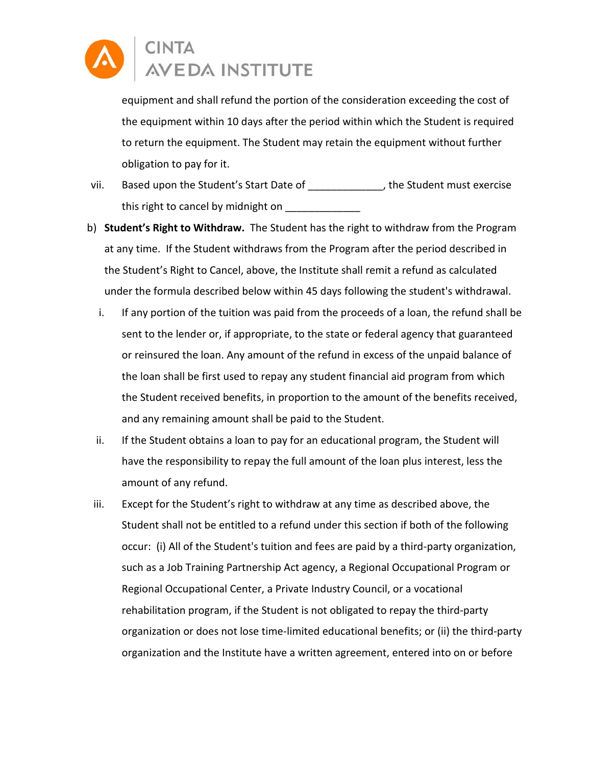equipment and shall refund the portion of the consideration exceeding the cost of the equipment within 10 days after the period within which the Student is required to return the equipment. The Student may retain the equipment without further obligation to pay for it.

vii. Based upon the Student's Start Date of _____________, the Student must exercise this right to cancel by midnight on _____________

b) **Student's Right to Withdraw.** The Student has the right to withdraw from the Program at any time. If the Student withdraws from the Program after the period described in the Student's Right to Cancel, above, the Institute shall remit a refund as calculated under the formula described below within 45 days following the student's withdrawal.

i. If any portion of the tuition was paid from the proceeds of a loan, the refund shall be sent to the lender or, if appropriate, to the state or federal agency that guaranteed or reinsured the loan. Any amount of the refund in excess of the unpaid balance of the loan shall be first used to repay any student financial aid program from which the Student received benefits, in proportion to the amount of the benefits received, and any remaining amount shall be paid to the Student.

ii. If the Student obtains a loan to pay for an educational program, the Student will have the responsibility to repay the full amount of the loan plus interest, less the amount of any refund.

iii. Except for the Student's right to withdraw at any time as described above, the Student shall not be entitled to a refund under this section if both of the following occur: (i) All of the Student's tuition and fees are paid by a third-party organization, such as a Job Training Partnership Act agency, a Regional Occupational Program or Regional Occupational Center, a Private Industry Council, or a vocational rehabilitation program, if the Student is not obligated to repay the third-party organization or does not lose time-limited educational benefits; or (ii) the third-party organization and the Institute have a written agreement, entered into on or before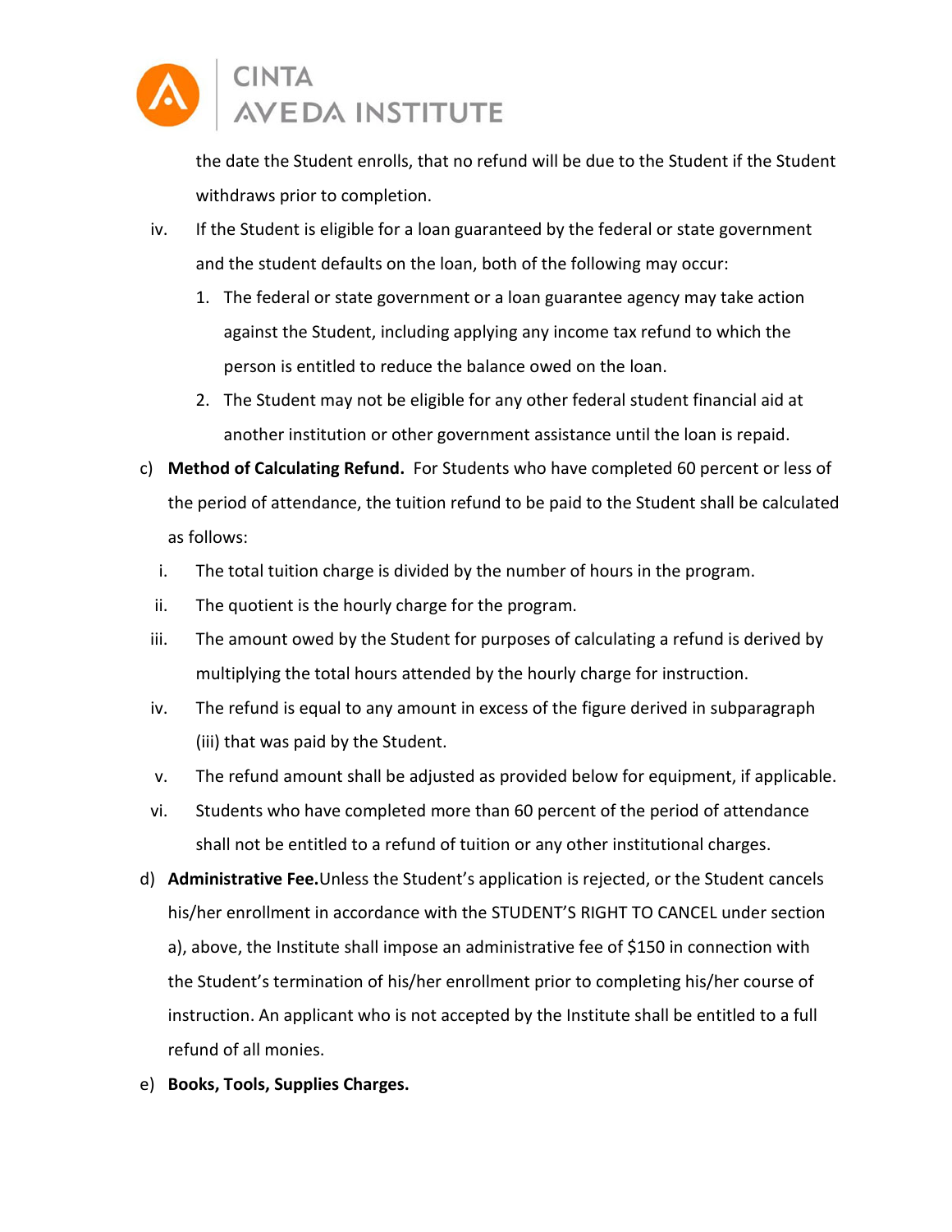the date the Student enrolls, that no refund will be due to the Student if the Student withdraws prior to completion.

iv. If the Student is eligible for a loan guaranteed by the federal or state government and the student defaults on the loan, both of the following may occur:

1. The federal or state government or a loan guarantee agency may take action against the Student, including applying any income tax refund to which the person is entitled to reduce the balance owed on the loan.
2. The Student may not be eligible for any other federal student financial aid at another institution or other government assistance until the loan is repaid.

c) **Method of Calculating Refund.** For Students who have completed 60 percent or less of the period of attendance, the tuition refund to be paid to the Student shall be calculated as follows:

i. The total tuition charge is divided by the number of hours in the program.

ii. The quotient is the hourly charge for the program.

iii. The amount owed by the Student for purposes of calculating a refund is derived by multiplying the total hours attended by the hourly charge for instruction.

iv. The refund is equal to any amount in excess of the figure derived in subparagraph (iii) that was paid by the Student.

v. The refund amount shall be adjusted as provided below for equipment, if applicable.

vi. Students who have completed more than 60 percent of the period of attendance shall not be entitled to a refund of tuition or any other institutional charges.

d) **Administrative Fee.** Unless the Student's application is rejected, or the Student cancels his/her enrollment in accordance with the STUDENT'S RIGHT TO CANCEL under section a), above, the Institute shall impose an administrative fee of $150 in connection with the Student's termination of his/her enrollment prior to completing his/her course of instruction. An applicant who is not accepted by the Institute shall be entitled to a full refund of all monies.

e) **Books, Tools, Supplies Charges.**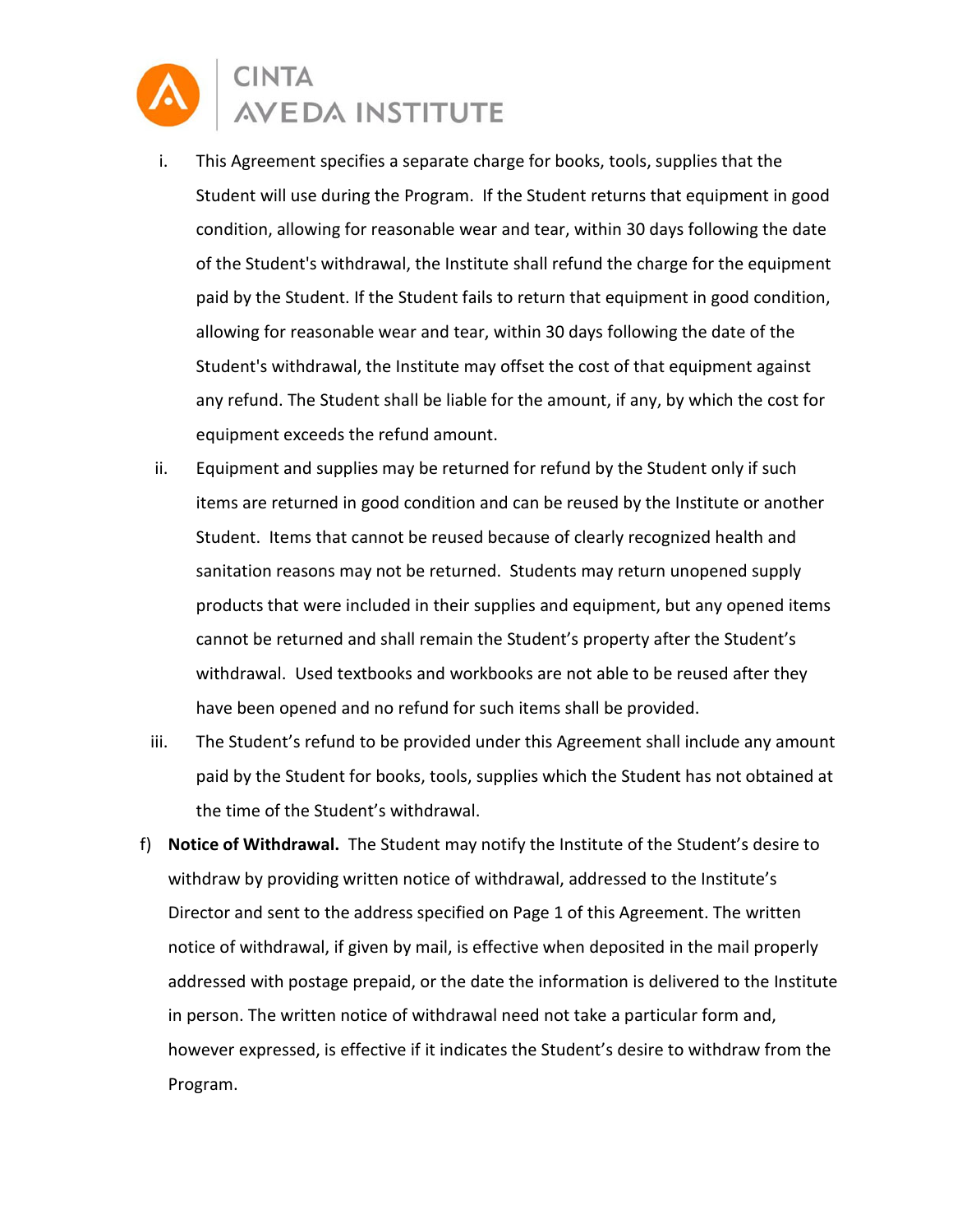i. This Agreement specifies a separate charge for books, tools, supplies that the Student will use during the Program. If the Student returns that equipment in good condition, allowing for reasonable wear and tear, within 30 days following the date of the Student's withdrawal, the Institute shall refund the charge for the equipment paid by the Student. If the Student fails to return that equipment in good condition, allowing for reasonable wear and tear, within 30 days following the date of the Student's withdrawal, the Institute may offset the cost of that equipment against any refund. The Student shall be liable for the amount, if any, by which the cost for equipment exceeds the refund amount.

ii. Equipment and supplies may be returned for refund by the Student only if such items are returned in good condition and can be reused by the Institute or another Student. Items that cannot be reused because of clearly recognized health and sanitation reasons may not be returned. Students may return unopened supply products that were included in their supplies and equipment, but any opened items cannot be returned and shall remain the Student's property after the Student's withdrawal. Used textbooks and workbooks are not able to be reused after they have been opened and no refund for such items shall be provided.

iii. The Student's refund to be provided under this Agreement shall include any amount paid by the Student for books, tools, supplies which the Student has not obtained at the time of the Student's withdrawal.

f) **Notice of Withdrawal.** The Student may notify the Institute of the Student's desire to withdraw by providing written notice of withdrawal, addressed to the Institute's Director and sent to the address specified on Page 1 of this Agreement. The written notice of withdrawal, if given by mail, is effective when deposited in the mail properly addressed with postage prepaid, or the date the information is delivered to the Institute in person. The written notice of withdrawal need not take a particular form and, however expressed, is effective if it indicates the Student's desire to withdraw from the Program.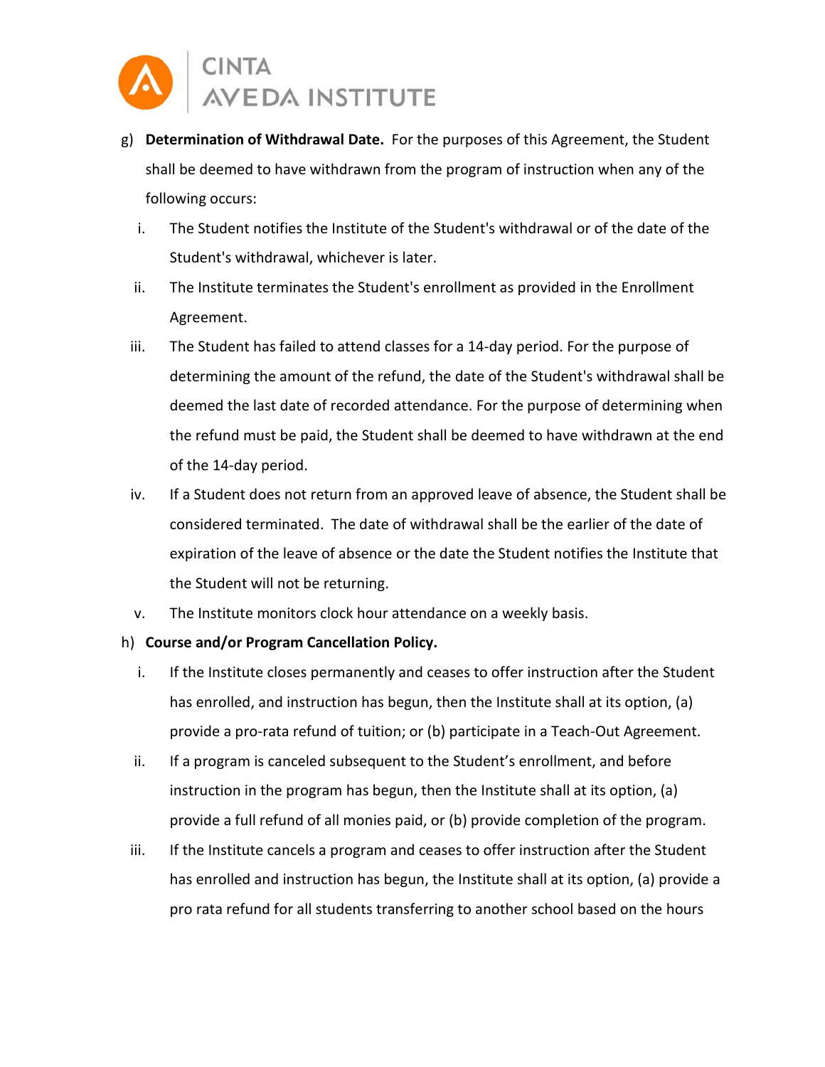g) **Determination of Withdrawal Date.** For the purposes of this Agreement, the Student shall be deemed to have withdrawn from the program of instruction when any of the following occurs:

   i. The Student notifies the Institute of the Student's withdrawal or of the date of the Student's withdrawal, whichever is later.

   ii. The Institute terminates the Student's enrollment as provided in the Enrollment Agreement.

   iii. The Student has failed to attend classes for a 14-day period. For the purpose of determining the amount of the refund, the date of the Student's withdrawal shall be deemed the last date of recorded attendance. For the purpose of determining when the refund must be paid, the Student shall be deemed to have withdrawn at the end of the 14-day period.

   iv. If a Student does not return from an approved leave of absence, the Student shall be considered terminated. The date of withdrawal shall be the earlier of the date of expiration of the leave of absence or the date the Student notifies the Institute that the Student will not be returning.

   v. The Institute monitors clock hour attendance on a weekly basis.

h) **Course and/or Program Cancellation Policy.**

   i. If the Institute closes permanently and ceases to offer instruction after the Student has enrolled, and instruction has begun, then the Institute shall at its option, (a) provide a pro-rata refund of tuition; or (b) participate in a Teach-Out Agreement.

   ii. If a program is canceled subsequent to the Student's enrollment, and before instruction in the program has begun, then the Institute shall at its option, (a) provide a full refund of all monies paid, or (b) provide completion of the program.

   iii. If the Institute cancels a program and ceases to offer instruction after the Student has enrolled and instruction has begun, the Institute shall at its option, (a) provide a pro rata refund for all students transferring to another school based on the hours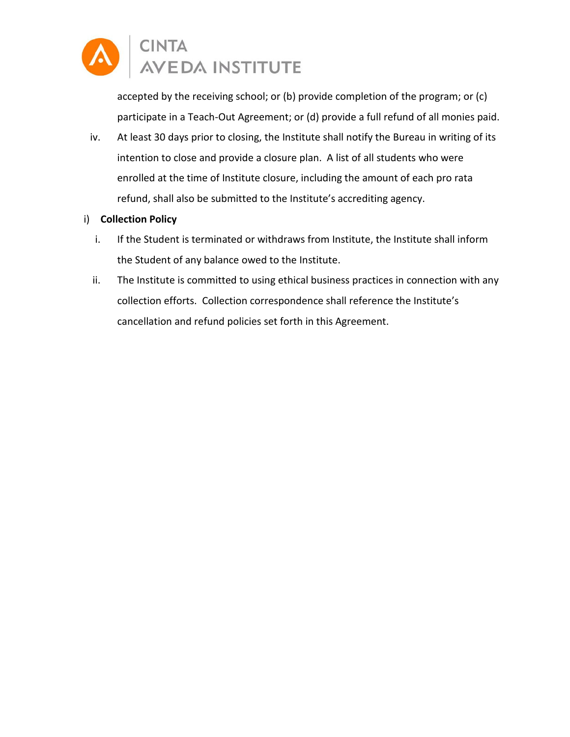accepted by the receiving school; or (b) provide completion of the program; or (c) participate in a Teach-Out Agreement; or (d) provide a full refund of all monies paid.

iv. At least 30 days prior to closing, the Institute shall notify the Bureau in writing of its intention to close and provide a closure plan. A list of all students who were enrolled at the time of Institute closure, including the amount of each pro rata refund, shall also be submitted to the Institute's accrediting agency.

i) **Collection Policy**

i. If the Student is terminated or withdraws from Institute, the Institute shall inform the Student of any balance owed to the Institute.

ii. The Institute is committed to using ethical business practices in connection with any collection efforts. Collection correspondence shall reference the Institute's cancellation and refund policies set forth in this Agreement.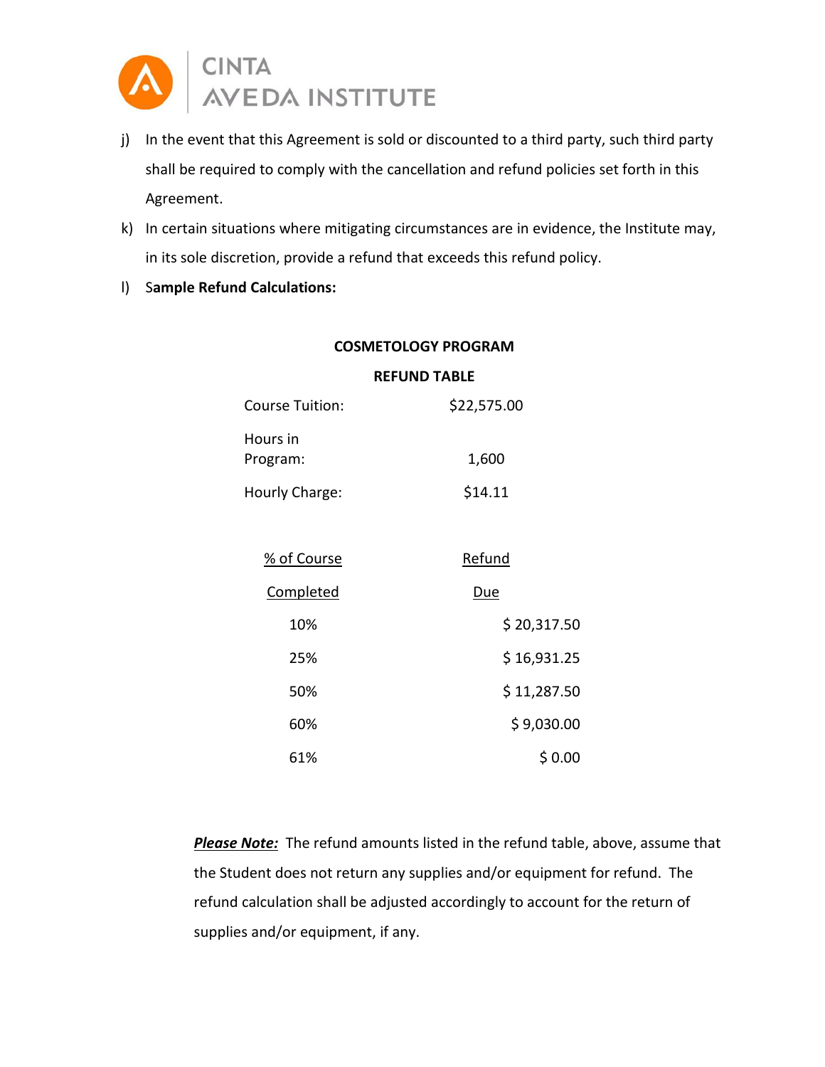j) In the event that this Agreement is sold or discounted to a third party, such third party shall be required to comply with the cancellation and refund policies set forth in this Agreement.

k) In certain situations where mitigating circumstances are in evidence, the Institute may, in its sole discretion, provide a refund that exceeds this refund policy.

l) S**ample Refund Calculations:**

**COSMETOLOGY PROGRAM**

**REFUND TABLE**

| | |
|---|---|
| Course Tuition: | $22,575.00 |
| Hours in Program: | 1,600 |
| Hourly Charge: | $14.11 |

| % of Course Completed | Refund Due |
|---|---|
| 10% | $ 20,317.50 |
| 25% | $ 16,931.25 |
| 50% | $ 11,287.50 |
| 60% | $ 9,030.00 |
| 61% | $ 0.00 |

***Please Note:*** The refund amounts listed in the refund table, above, assume that the Student does not return any supplies and/or equipment for refund. The refund calculation shall be adjusted accordingly to account for the return of supplies and/or equipment, if any.